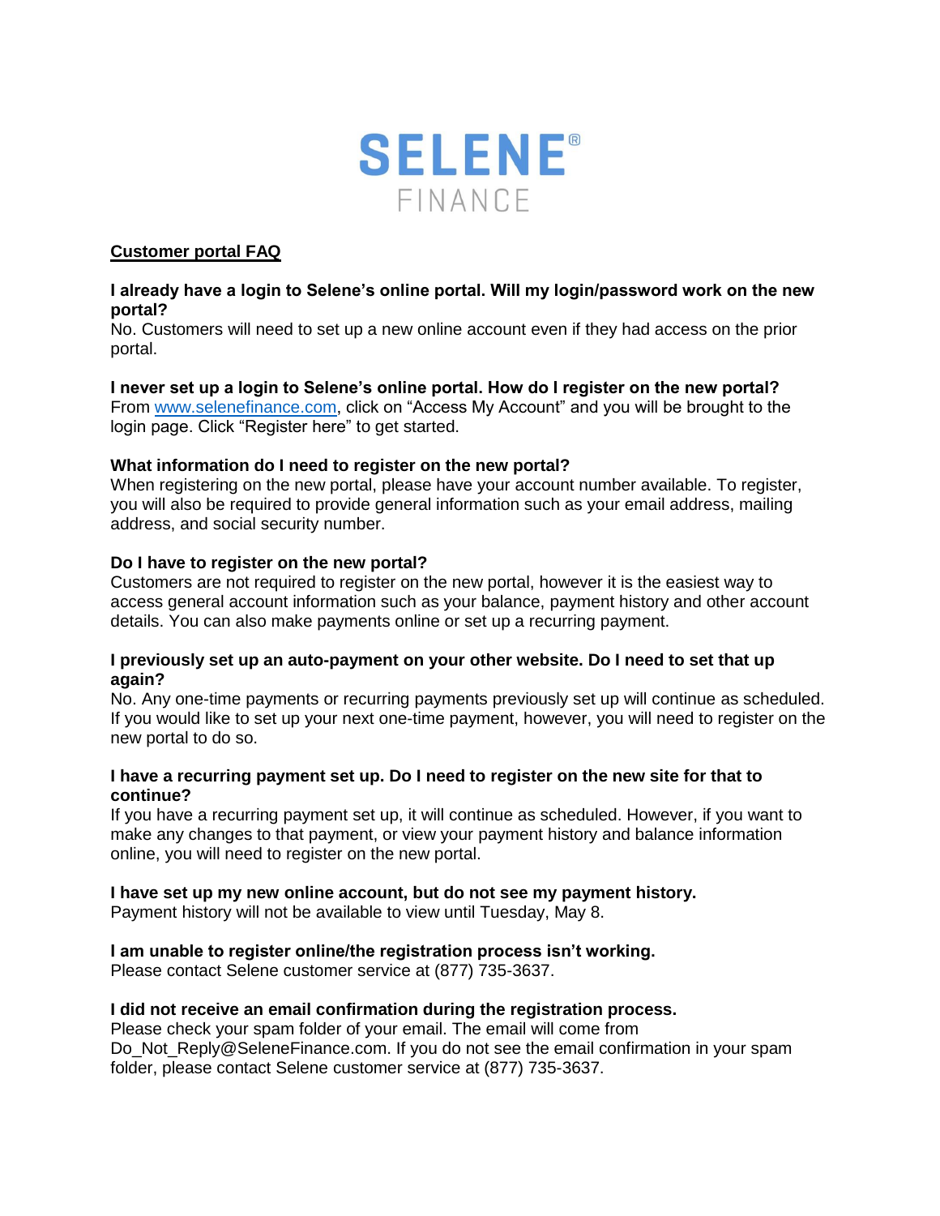# SELENE® FINANCE

## Customer portal FAQ

**I already have a login to Selene's online portal. Will my login/password work on the new portal?**
No. Customers will need to set up a new online account even if they had access on the prior portal.

**I never set up a login to Selene's online portal. How do I register on the new portal?**
From www.selenefinance.com, click on "Access My Account" and you will be brought to the login page. Click "Register here" to get started.

**What information do I need to register on the new portal?**
When registering on the new portal, please have your account number available. To register, you will also be required to provide general information such as your email address, mailing address, and social security number.

**Do I have to register on the new portal?**
Customers are not required to register on the new portal, however it is the easiest way to access general account information such as your balance, payment history and other account details. You can also make payments online or set up a recurring payment.

**I previously set up an auto-payment on your other website. Do I need to set that up again?**
No. Any one-time payments or recurring payments previously set up will continue as scheduled. If you would like to set up your next one-time payment, however, you will need to register on the new portal to do so.

**I have a recurring payment set up. Do I need to register on the new site for that to continue?**
If you have a recurring payment set up, it will continue as scheduled. However, if you want to make any changes to that payment, or view your payment history and balance information online, you will need to register on the new portal.

**I have set up my new online account, but do not see my payment history.**
Payment history will not be available to view until Tuesday, May 8.

**I am unable to register online/the registration process isn't working.**
Please contact Selene customer service at (877) 735-3637.

**I did not receive an email confirmation during the registration process.**
Please check your spam folder of your email. The email will come from Do_Not_Reply@SeleneFinance.com. If you do not see the email confirmation in your spam folder, please contact Selene customer service at (877) 735-3637.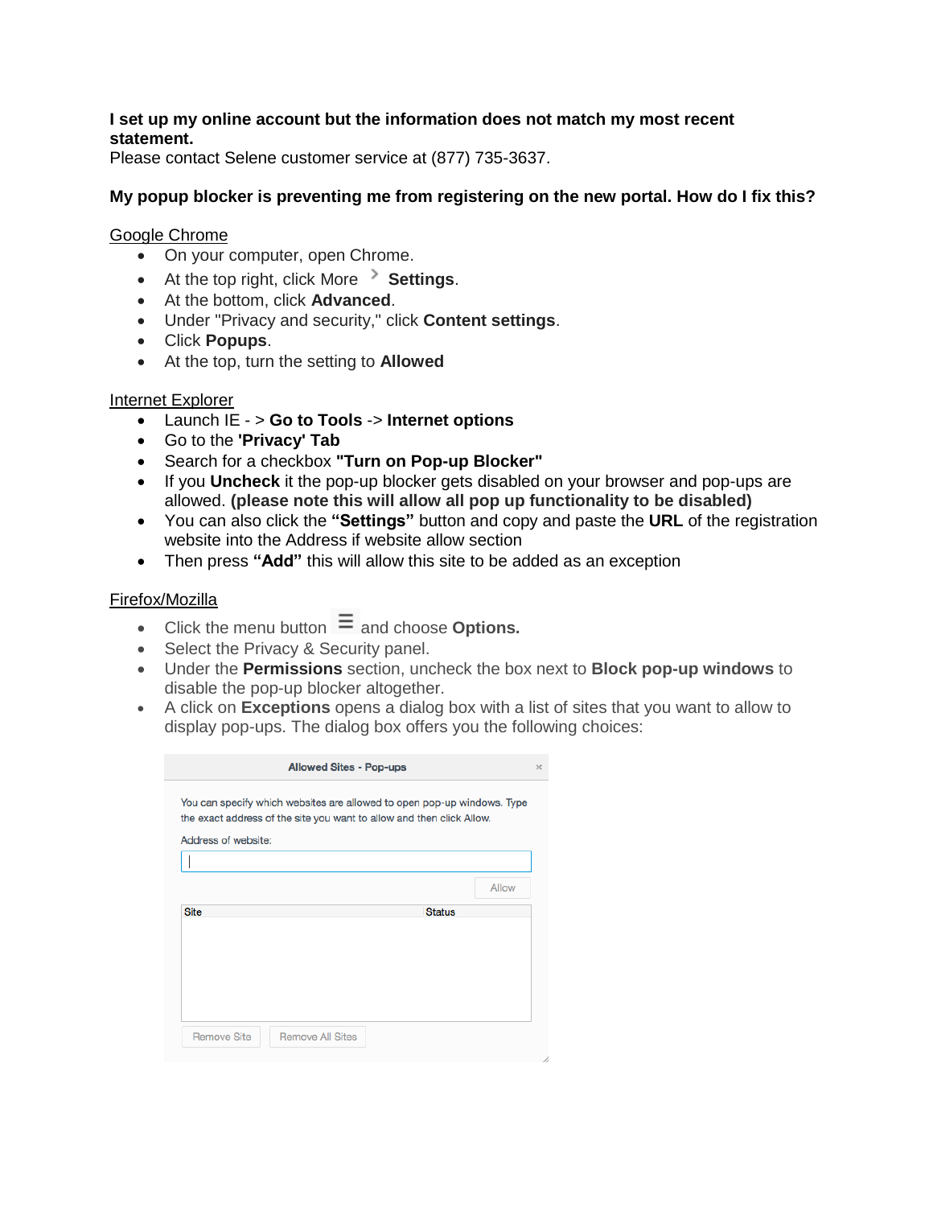**I set up my online account but the information does not match my most recent statement.**
Please contact Selene customer service at (877) 735-3637.

**My popup blocker is preventing me from registering on the new portal. How do I fix this?**

Google Chrome

- On your computer, open Chrome.
- At the top right, click More > **Settings**.
- At the bottom, click **Advanced**.
- Under "Privacy and security," click **Content settings**.
- Click **Popups**.
- At the top, turn the setting to **Allowed**

Internet Explorer

- Launch IE - > **Go to Tools** -> **Internet options**
- Go to the **'Privacy' Tab**
- Search for a checkbox **"Turn on Pop-up Blocker"**
- If you **Uncheck** it the pop-up blocker gets disabled on your browser and pop-ups are allowed. **(please note this will allow all pop up functionality to be disabled)**
- You can also click the **"Settings"** button and copy and paste the **URL** of the registration website into the Address if website allow section
- Then press **"Add"** this will allow this site to be added as an exception

Firefox/Mozilla

- Click the menu button ☰ and choose **Options.**
- Select the Privacy & Security panel.
- Under the **Permissions** section, uncheck the box next to **Block pop-up windows** to disable the pop-up blocker altogether.
- A click on **Exceptions** opens a dialog box with a list of sites that you want to allow to display pop-ups. The dialog box offers you the following choices:

Allowed Sites - Pop-ups

You can specify which websites are allowed to open pop-up windows. Type the exact address of the site you want to allow and then click Allow.

Address of website:

Allow

| Site | Status |
| --- | --- |

Remove Site　Remove All Sites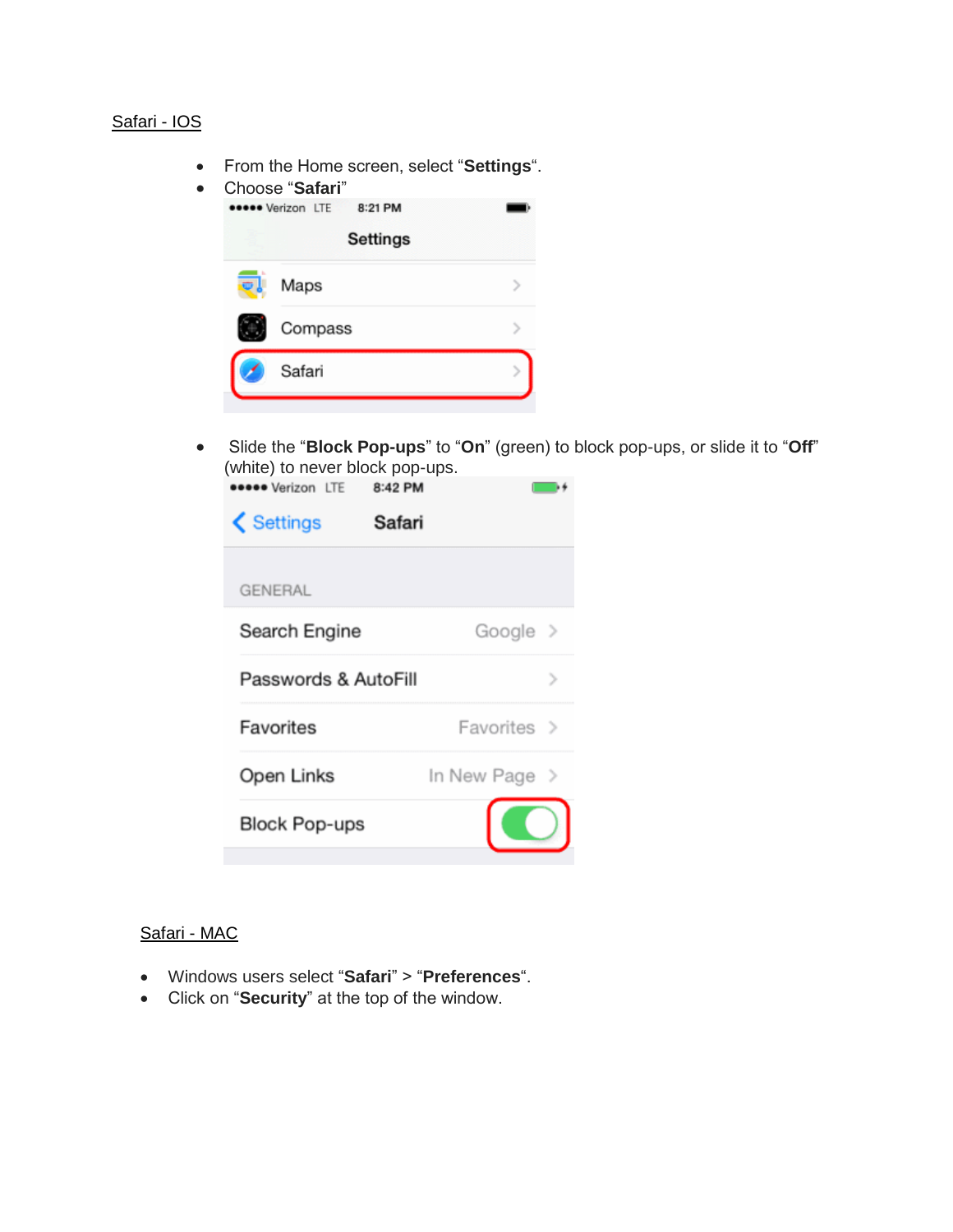Safari - IOS

- From the Home screen, select “**Settings**“.
- Choose “**Safari**”
- Slide the “**Block Pop-ups**” to “**On**” (green) to block pop-ups, or slide it to “**Off**” (white) to never block pop-ups.

Safari - MAC

- Windows users select “**Safari**” > “**Preferences**“.
- Click on “**Security**” at the top of the window.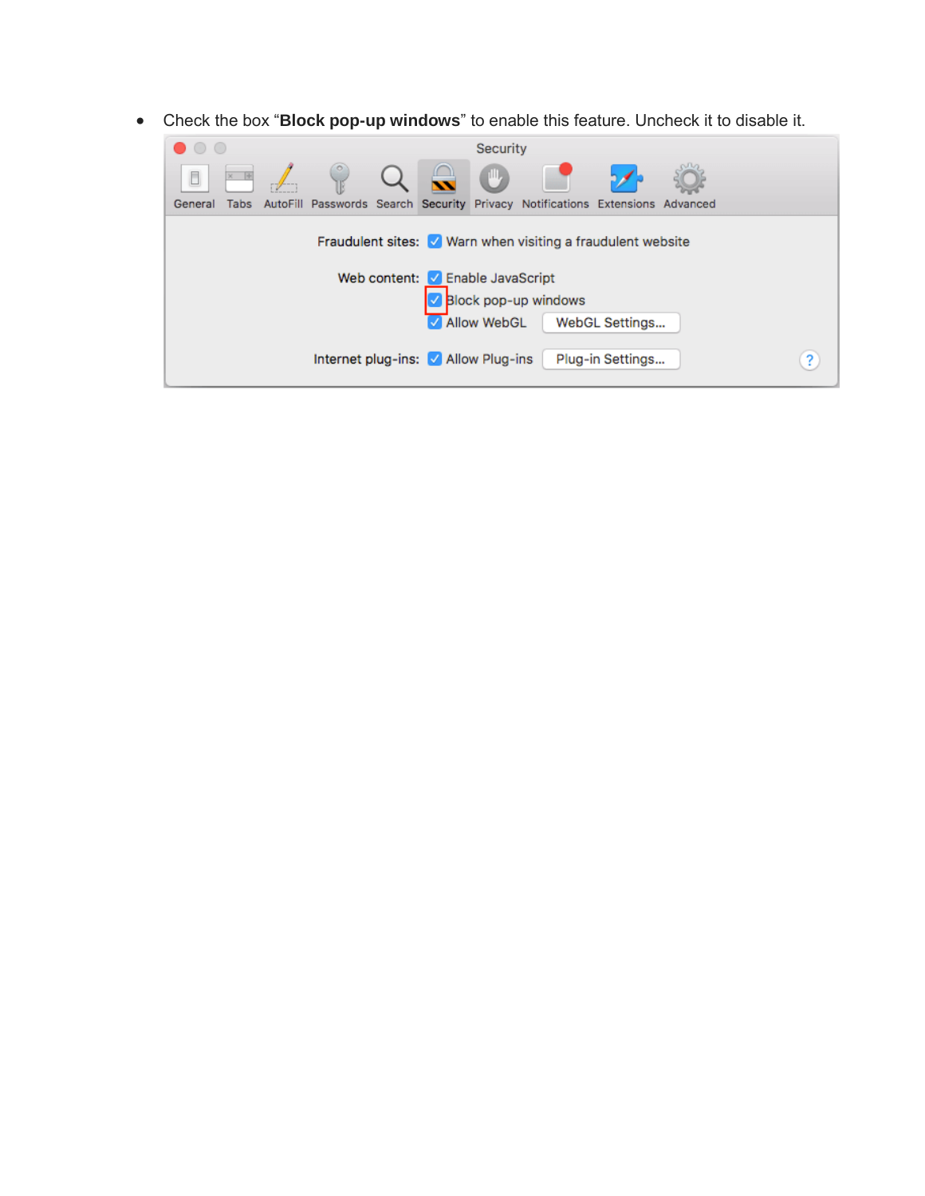- Check the box "**Block pop-up windows**" to enable this feature. Uncheck it to disable it.